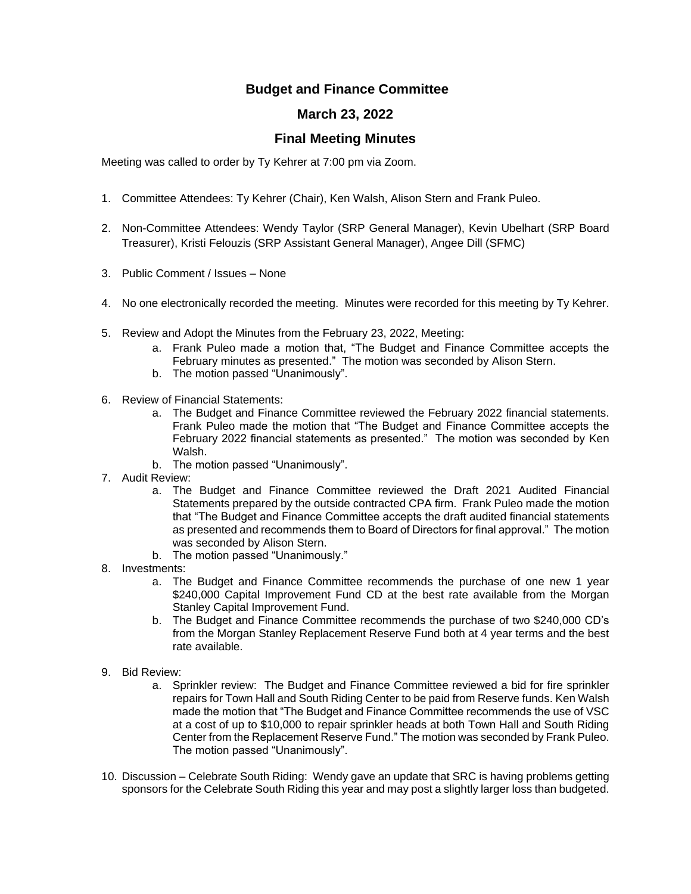# Budget and Finance Committee

## March 23, 2022

## Final Meeting Minutes

Meeting was called to order by Ty Kehrer at 7:00 pm via Zoom.

1. Committee Attendees: Ty Kehrer (Chair), Ken Walsh, Alison Stern and Frank Puleo.

2. Non-Committee Attendees: Wendy Taylor (SRP General Manager), Kevin Ubelhart (SRP Board Treasurer), Kristi Felouzis (SRP Assistant General Manager), Angee Dill (SFMC)

3. Public Comment / Issues – None

4. No one electronically recorded the meeting. Minutes were recorded for this meeting by Ty Kehrer.

5. Review and Adopt the Minutes from the February 23, 2022, Meeting:
   a. Frank Puleo made a motion that, "The Budget and Finance Committee accepts the February minutes as presented." The motion was seconded by Alison Stern.
   b. The motion passed "Unanimously".

6. Review of Financial Statements:
   a. The Budget and Finance Committee reviewed the February 2022 financial statements. Frank Puleo made the motion that "The Budget and Finance Committee accepts the February 2022 financial statements as presented." The motion was seconded by Ken Walsh.
   b. The motion passed "Unanimously".

7. Audit Review:
   a. The Budget and Finance Committee reviewed the Draft 2021 Audited Financial Statements prepared by the outside contracted CPA firm. Frank Puleo made the motion that "The Budget and Finance Committee accepts the draft audited financial statements as presented and recommends them to Board of Directors for final approval." The motion was seconded by Alison Stern.
   b. The motion passed "Unanimously."

8. Investments:
   a. The Budget and Finance Committee recommends the purchase of one new 1 year $240,000 Capital Improvement Fund CD at the best rate available from the Morgan Stanley Capital Improvement Fund.
   b. The Budget and Finance Committee recommends the purchase of two $240,000 CD's from the Morgan Stanley Replacement Reserve Fund both at 4 year terms and the best rate available.

9. Bid Review:
   a. Sprinkler review: The Budget and Finance Committee reviewed a bid for fire sprinkler repairs for Town Hall and South Riding Center to be paid from Reserve funds. Ken Walsh made the motion that "The Budget and Finance Committee recommends the use of VSC at a cost of up to $10,000 to repair sprinkler heads at both Town Hall and South Riding Center from the Replacement Reserve Fund." The motion was seconded by Frank Puleo. The motion passed "Unanimously".

10. Discussion – Celebrate South Riding: Wendy gave an update that SRC is having problems getting sponsors for the Celebrate South Riding this year and may post a slightly larger loss than budgeted.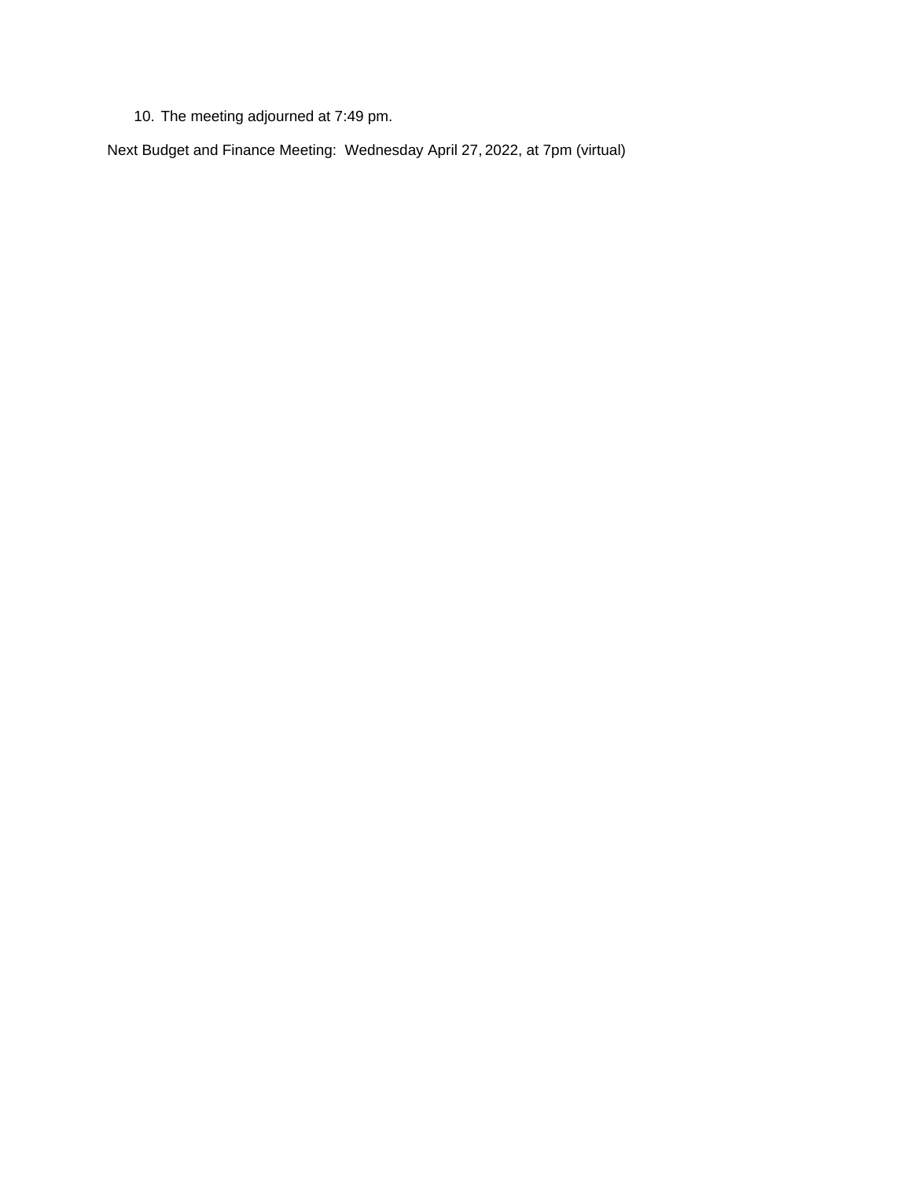10. The meeting adjourned at 7:49 pm.

Next Budget and Finance Meeting: Wednesday April 27, 2022, at 7pm (virtual)